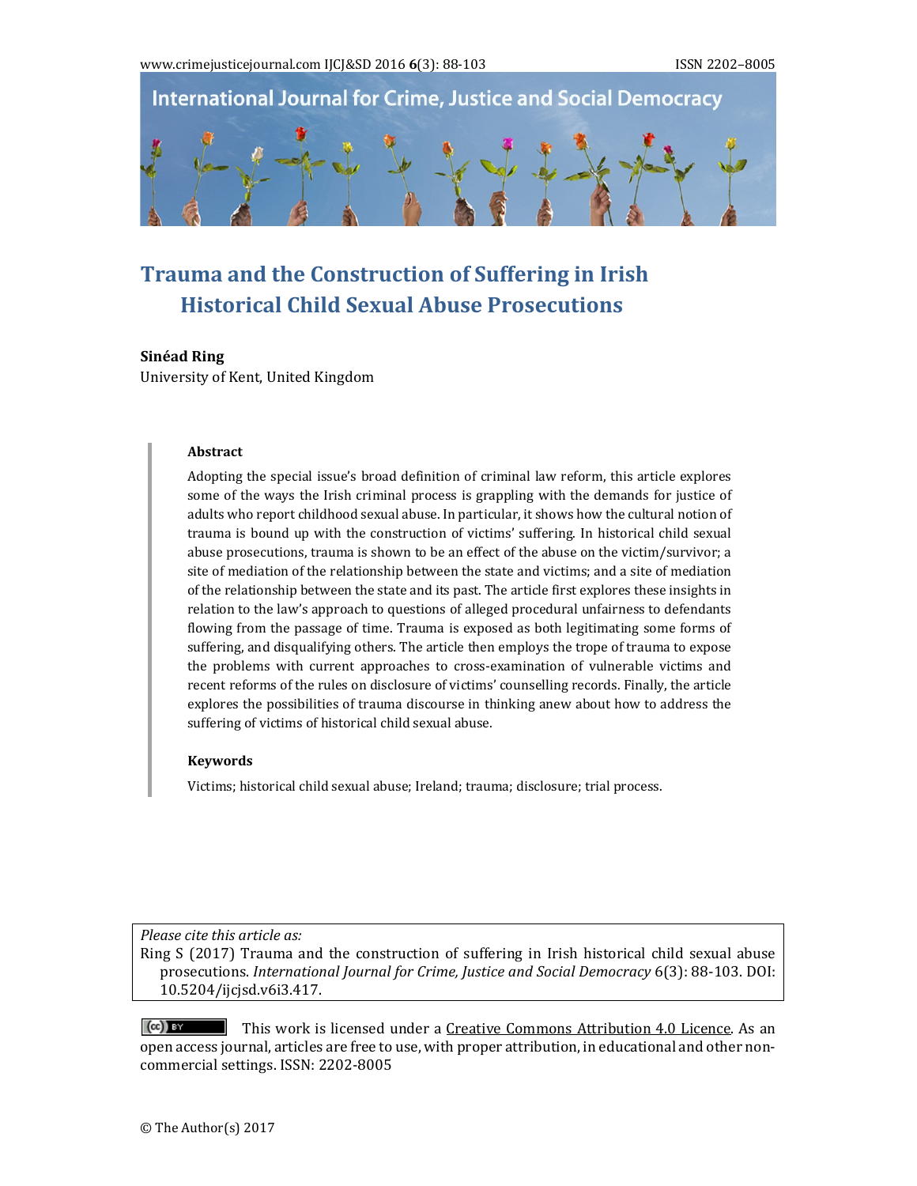# Trauma and the Construction of Suffering in Irish Historical Child Sexual Abuse Prosecutions

**Sinéad Ring**
University of Kent, United Kingdom

### Abstract

Adopting the special issue's broad definition of criminal law reform, this article explores some of the ways the Irish criminal process is grappling with the demands for justice of adults who report childhood sexual abuse. In particular, it shows how the cultural notion of trauma is bound up with the construction of victims' suffering. In historical child sexual abuse prosecutions, trauma is shown to be an effect of the abuse on the victim/survivor; a site of mediation of the relationship between the state and victims; and a site of mediation of the relationship between the state and its past. The article first explores these insights in relation to the law's approach to questions of alleged procedural unfairness to defendants flowing from the passage of time. Trauma is exposed as both legitimating some forms of suffering, and disqualifying others. The article then employs the trope of trauma to expose the problems with current approaches to cross-examination of vulnerable victims and recent reforms of the rules on disclosure of victims' counselling records. Finally, the article explores the possibilities of trauma discourse in thinking anew about how to address the suffering of victims of historical child sexual abuse.

### Keywords

Victims; historical child sexual abuse; Ireland; trauma; disclosure; trial process.

*Please cite this article as:*
Ring S (2017) Trauma and the construction of suffering in Irish historical child sexual abuse prosecutions. *International Journal for Crime, Justice and Social Democracy* 6(3): 88-103. DOI: 10.5204/ijcjsd.v6i3.417.

This work is licensed under a Creative Commons Attribution 4.0 Licence. As an open access journal, articles are free to use, with proper attribution, in educational and other non-commercial settings. ISSN: 2202-8005

© The Author(s) 2017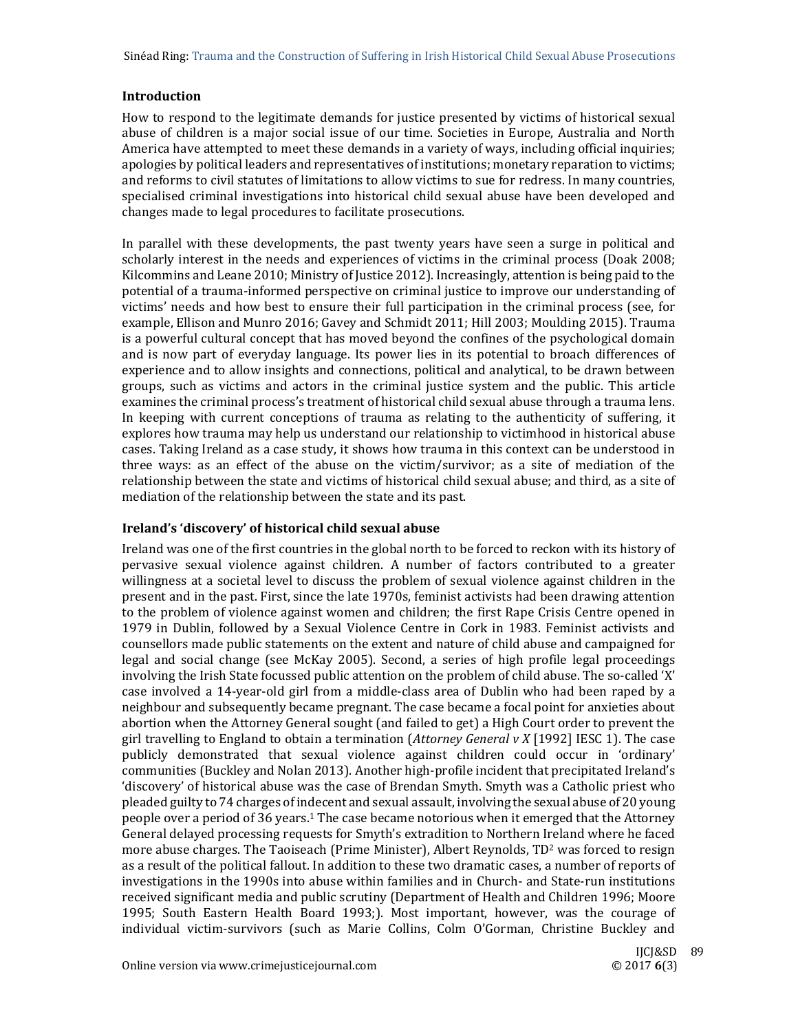## Introduction

How to respond to the legitimate demands for justice presented by victims of historical sexual abuse of children is a major social issue of our time. Societies in Europe, Australia and North America have attempted to meet these demands in a variety of ways, including official inquiries; apologies by political leaders and representatives of institutions; monetary reparation to victims; and reforms to civil statutes of limitations to allow victims to sue for redress. In many countries, specialised criminal investigations into historical child sexual abuse have been developed and changes made to legal procedures to facilitate prosecutions.

In parallel with these developments, the past twenty years have seen a surge in political and scholarly interest in the needs and experiences of victims in the criminal process (Doak 2008; Kilcommins and Leane 2010; Ministry of Justice 2012). Increasingly, attention is being paid to the potential of a trauma-informed perspective on criminal justice to improve our understanding of victims' needs and how best to ensure their full participation in the criminal process (see, for example, Ellison and Munro 2016; Gavey and Schmidt 2011; Hill 2003; Moulding 2015). Trauma is a powerful cultural concept that has moved beyond the confines of the psychological domain and is now part of everyday language. Its power lies in its potential to broach differences of experience and to allow insights and connections, political and analytical, to be drawn between groups, such as victims and actors in the criminal justice system and the public. This article examines the criminal process's treatment of historical child sexual abuse through a trauma lens. In keeping with current conceptions of trauma as relating to the authenticity of suffering, it explores how trauma may help us understand our relationship to victimhood in historical abuse cases. Taking Ireland as a case study, it shows how trauma in this context can be understood in three ways: as an effect of the abuse on the victim/survivor; as a site of mediation of the relationship between the state and victims of historical child sexual abuse; and third, as a site of mediation of the relationship between the state and its past.

## Ireland's 'discovery' of historical child sexual abuse

Ireland was one of the first countries in the global north to be forced to reckon with its history of pervasive sexual violence against children. A number of factors contributed to a greater willingness at a societal level to discuss the problem of sexual violence against children in the present and in the past. First, since the late 1970s, feminist activists had been drawing attention to the problem of violence against women and children; the first Rape Crisis Centre opened in 1979 in Dublin, followed by a Sexual Violence Centre in Cork in 1983. Feminist activists and counsellors made public statements on the extent and nature of child abuse and campaigned for legal and social change (see McKay 2005). Second, a series of high profile legal proceedings involving the Irish State focussed public attention on the problem of child abuse. The so-called 'X' case involved a 14-year-old girl from a middle-class area of Dublin who had been raped by a neighbour and subsequently became pregnant. The case became a focal point for anxieties about abortion when the Attorney General sought (and failed to get) a High Court order to prevent the girl travelling to England to obtain a termination (*Attorney General v X* [1992] IESC 1). The case publicly demonstrated that sexual violence against children could occur in 'ordinary' communities (Buckley and Nolan 2013). Another high-profile incident that precipitated Ireland's 'discovery' of historical abuse was the case of Brendan Smyth. Smyth was a Catholic priest who pleaded guilty to 74 charges of indecent and sexual assault, involving the sexual abuse of 20 young people over a period of 36 years.[1] The case became notorious when it emerged that the Attorney General delayed processing requests for Smyth's extradition to Northern Ireland where he faced more abuse charges. The Taoiseach (Prime Minister), Albert Reynolds, TD[2] was forced to resign as a result of the political fallout. In addition to these two dramatic cases, a number of reports of investigations in the 1990s into abuse within families and in Church- and State-run institutions received significant media and public scrutiny (Department of Health and Children 1996; Moore 1995; South Eastern Health Board 1993;). Most important, however, was the courage of individual victim-survivors (such as Marie Collins, Colm O'Gorman, Christine Buckley and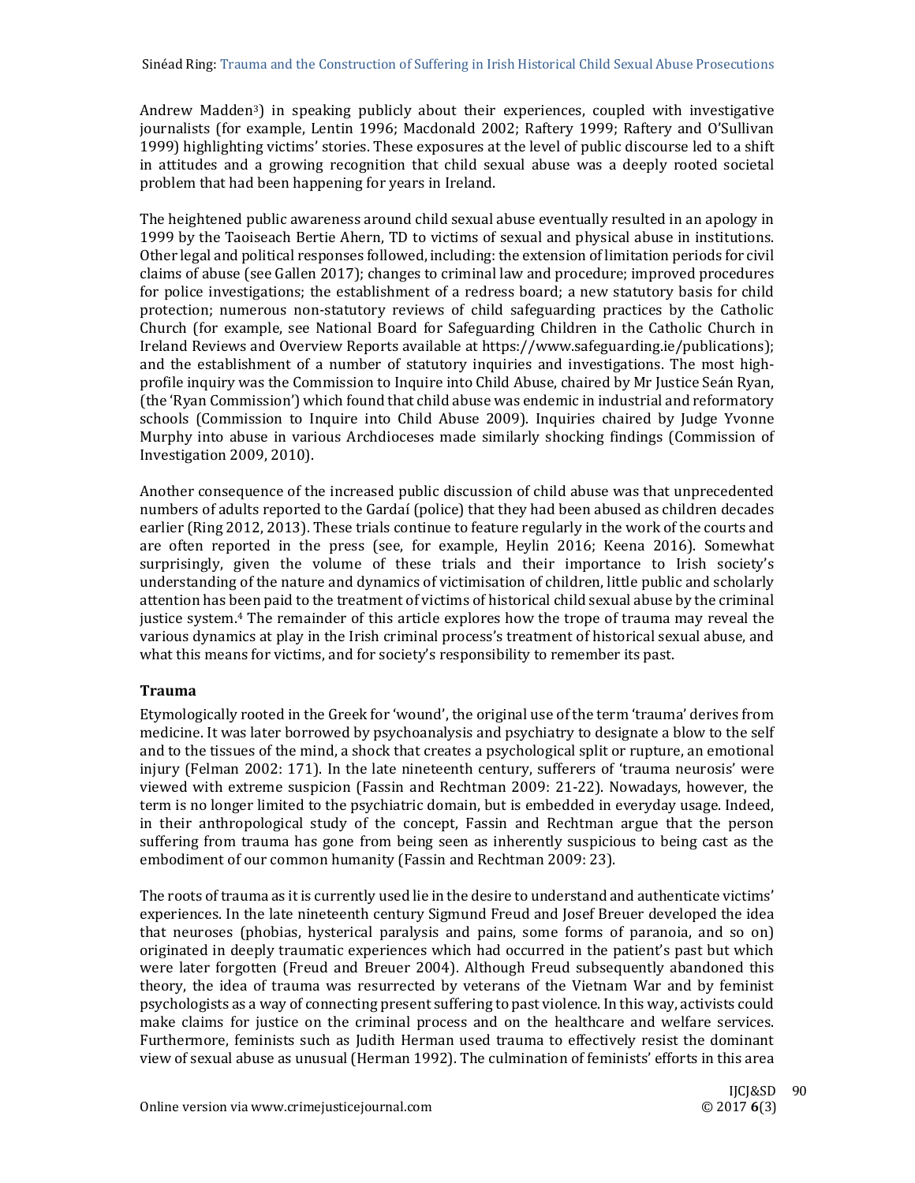Andrew Madden[3]) in speaking publicly about their experiences, coupled with investigative journalists (for example, Lentin 1996; Macdonald 2002; Raftery 1999; Raftery and O'Sullivan 1999) highlighting victims' stories. These exposures at the level of public discourse led to a shift in attitudes and a growing recognition that child sexual abuse was a deeply rooted societal problem that had been happening for years in Ireland.

The heightened public awareness around child sexual abuse eventually resulted in an apology in 1999 by the Taoiseach Bertie Ahern, TD to victims of sexual and physical abuse in institutions. Other legal and political responses followed, including: the extension of limitation periods for civil claims of abuse (see Gallen 2017); changes to criminal law and procedure; improved procedures for police investigations; the establishment of a redress board; a new statutory basis for child protection; numerous non-statutory reviews of child safeguarding practices by the Catholic Church (for example, see National Board for Safeguarding Children in the Catholic Church in Ireland Reviews and Overview Reports available at https://www.safeguarding.ie/publications); and the establishment of a number of statutory inquiries and investigations. The most high-profile inquiry was the Commission to Inquire into Child Abuse, chaired by Mr Justice Seán Ryan, (the 'Ryan Commission') which found that child abuse was endemic in industrial and reformatory schools (Commission to Inquire into Child Abuse 2009). Inquiries chaired by Judge Yvonne Murphy into abuse in various Archdioceses made similarly shocking findings (Commission of Investigation 2009, 2010).

Another consequence of the increased public discussion of child abuse was that unprecedented numbers of adults reported to the Gardaí (police) that they had been abused as children decades earlier (Ring 2012, 2013). These trials continue to feature regularly in the work of the courts and are often reported in the press (see, for example, Heylin 2016; Keena 2016). Somewhat surprisingly, given the volume of these trials and their importance to Irish society's understanding of the nature and dynamics of victimisation of children, little public and scholarly attention has been paid to the treatment of victims of historical child sexual abuse by the criminal justice system.[4] The remainder of this article explores how the trope of trauma may reveal the various dynamics at play in the Irish criminal process's treatment of historical sexual abuse, and what this means for victims, and for society's responsibility to remember its past.

## Trauma

Etymologically rooted in the Greek for 'wound', the original use of the term 'trauma' derives from medicine. It was later borrowed by psychoanalysis and psychiatry to designate a blow to the self and to the tissues of the mind, a shock that creates a psychological split or rupture, an emotional injury (Felman 2002: 171). In the late nineteenth century, sufferers of 'trauma neurosis' were viewed with extreme suspicion (Fassin and Rechtman 2009: 21-22). Nowadays, however, the term is no longer limited to the psychiatric domain, but is embedded in everyday usage. Indeed, in their anthropological study of the concept, Fassin and Rechtman argue that the person suffering from trauma has gone from being seen as inherently suspicious to being cast as the embodiment of our common humanity (Fassin and Rechtman 2009: 23).

The roots of trauma as it is currently used lie in the desire to understand and authenticate victims' experiences. In the late nineteenth century Sigmund Freud and Josef Breuer developed the idea that neuroses (phobias, hysterical paralysis and pains, some forms of paranoia, and so on) originated in deeply traumatic experiences which had occurred in the patient's past but which were later forgotten (Freud and Breuer 2004). Although Freud subsequently abandoned this theory, the idea of trauma was resurrected by veterans of the Vietnam War and by feminist psychologists as a way of connecting present suffering to past violence. In this way, activists could make claims for justice on the criminal process and on the healthcare and welfare services. Furthermore, feminists such as Judith Herman used trauma to effectively resist the dominant view of sexual abuse as unusual (Herman 1992). The culmination of feminists' efforts in this area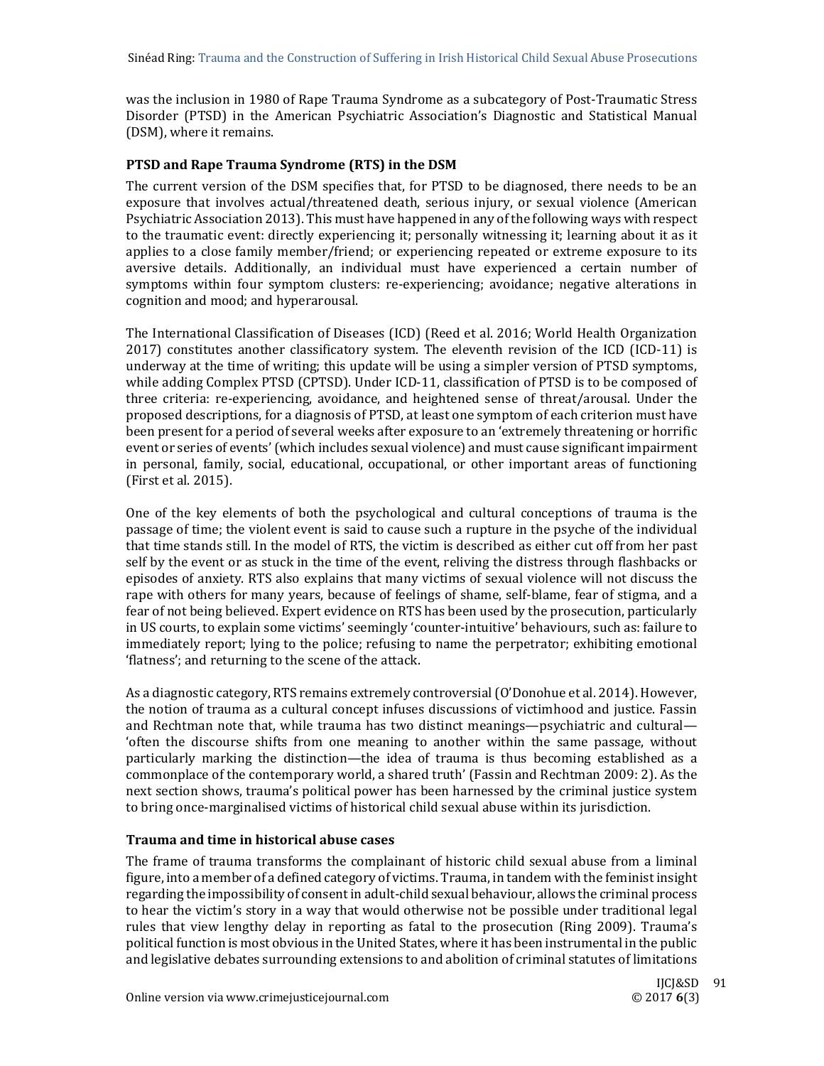was the inclusion in 1980 of Rape Trauma Syndrome as a subcategory of Post-Traumatic Stress Disorder (PTSD) in the American Psychiatric Association's Diagnostic and Statistical Manual (DSM), where it remains.

### PTSD and Rape Trauma Syndrome (RTS) in the DSM

The current version of the DSM specifies that, for PTSD to be diagnosed, there needs to be an exposure that involves actual/threatened death, serious injury, or sexual violence (American Psychiatric Association 2013). This must have happened in any of the following ways with respect to the traumatic event: directly experiencing it; personally witnessing it; learning about it as it applies to a close family member/friend; or experiencing repeated or extreme exposure to its aversive details. Additionally, an individual must have experienced a certain number of symptoms within four symptom clusters: re-experiencing; avoidance; negative alterations in cognition and mood; and hyperarousal.

The International Classification of Diseases (ICD) (Reed et al. 2016; World Health Organization 2017) constitutes another classificatory system. The eleventh revision of the ICD (ICD-11) is underway at the time of writing; this update will be using a simpler version of PTSD symptoms, while adding Complex PTSD (CPTSD). Under ICD-11, classification of PTSD is to be composed of three criteria: re-experiencing, avoidance, and heightened sense of threat/arousal. Under the proposed descriptions, for a diagnosis of PTSD, at least one symptom of each criterion must have been present for a period of several weeks after exposure to an 'extremely threatening or horrific event or series of events' (which includes sexual violence) and must cause significant impairment in personal, family, social, educational, occupational, or other important areas of functioning (First et al. 2015).

One of the key elements of both the psychological and cultural conceptions of trauma is the passage of time; the violent event is said to cause such a rupture in the psyche of the individual that time stands still. In the model of RTS, the victim is described as either cut off from her past self by the event or as stuck in the time of the event, reliving the distress through flashbacks or episodes of anxiety. RTS also explains that many victims of sexual violence will not discuss the rape with others for many years, because of feelings of shame, self-blame, fear of stigma, and a fear of not being believed. Expert evidence on RTS has been used by the prosecution, particularly in US courts, to explain some victims' seemingly 'counter-intuitive' behaviours, such as: failure to immediately report; lying to the police; refusing to name the perpetrator; exhibiting emotional 'flatness'; and returning to the scene of the attack.

As a diagnostic category, RTS remains extremely controversial (O'Donohue et al. 2014). However, the notion of trauma as a cultural concept infuses discussions of victimhood and justice. Fassin and Rechtman note that, while trauma has two distinct meanings—psychiatric and cultural—'often the discourse shifts from one meaning to another within the same passage, without particularly marking the distinction—the idea of trauma is thus becoming established as a commonplace of the contemporary world, a shared truth' (Fassin and Rechtman 2009: 2). As the next section shows, trauma's political power has been harnessed by the criminal justice system to bring once-marginalised victims of historical child sexual abuse within its jurisdiction.

### Trauma and time in historical abuse cases

The frame of trauma transforms the complainant of historic child sexual abuse from a liminal figure, into a member of a defined category of victims. Trauma, in tandem with the feminist insight regarding the impossibility of consent in adult-child sexual behaviour, allows the criminal process to hear the victim's story in a way that would otherwise not be possible under traditional legal rules that view lengthy delay in reporting as fatal to the prosecution (Ring 2009). Trauma's political function is most obvious in the United States, where it has been instrumental in the public and legislative debates surrounding extensions to and abolition of criminal statutes of limitations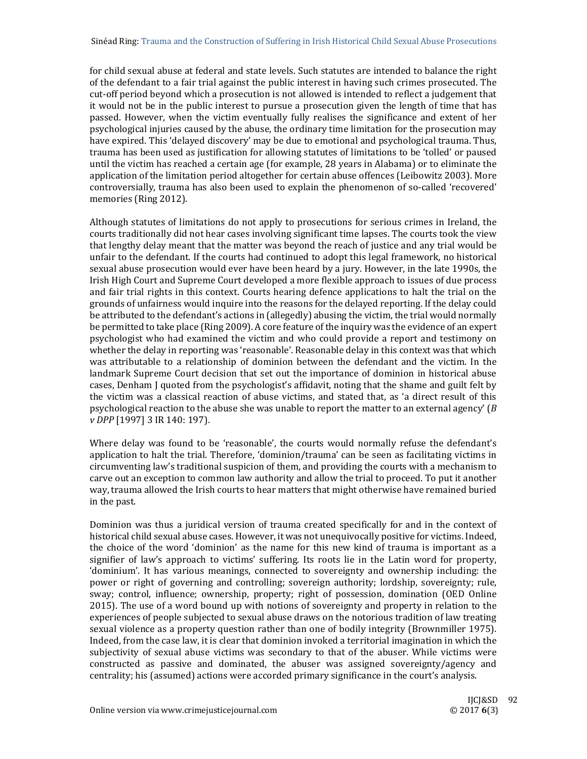for child sexual abuse at federal and state levels. Such statutes are intended to balance the right of the defendant to a fair trial against the public interest in having such crimes prosecuted. The cut-off period beyond which a prosecution is not allowed is intended to reflect a judgement that it would not be in the public interest to pursue a prosecution given the length of time that has passed. However, when the victim eventually fully realises the significance and extent of her psychological injuries caused by the abuse, the ordinary time limitation for the prosecution may have expired. This 'delayed discovery' may be due to emotional and psychological trauma. Thus, trauma has been used as justification for allowing statutes of limitations to be 'tolled' or paused until the victim has reached a certain age (for example, 28 years in Alabama) or to eliminate the application of the limitation period altogether for certain abuse offences (Leibowitz 2003). More controversially, trauma has also been used to explain the phenomenon of so-called 'recovered' memories (Ring 2012).

Although statutes of limitations do not apply to prosecutions for serious crimes in Ireland, the courts traditionally did not hear cases involving significant time lapses. The courts took the view that lengthy delay meant that the matter was beyond the reach of justice and any trial would be unfair to the defendant. If the courts had continued to adopt this legal framework, no historical sexual abuse prosecution would ever have been heard by a jury. However, in the late 1990s, the Irish High Court and Supreme Court developed a more flexible approach to issues of due process and fair trial rights in this context. Courts hearing defence applications to halt the trial on the grounds of unfairness would inquire into the reasons for the delayed reporting. If the delay could be attributed to the defendant's actions in (allegedly) abusing the victim, the trial would normally be permitted to take place (Ring 2009). A core feature of the inquiry was the evidence of an expert psychologist who had examined the victim and who could provide a report and testimony on whether the delay in reporting was 'reasonable'. Reasonable delay in this context was that which was attributable to a relationship of dominion between the defendant and the victim. In the landmark Supreme Court decision that set out the importance of dominion in historical abuse cases, Denham J quoted from the psychologist's affidavit, noting that the shame and guilt felt by the victim was a classical reaction of abuse victims, and stated that, as 'a direct result of this psychological reaction to the abuse she was unable to report the matter to an external agency' (*B v DPP* [1997] 3 IR 140: 197).

Where delay was found to be 'reasonable', the courts would normally refuse the defendant's application to halt the trial. Therefore, 'dominion/trauma' can be seen as facilitating victims in circumventing law's traditional suspicion of them, and providing the courts with a mechanism to carve out an exception to common law authority and allow the trial to proceed. To put it another way, trauma allowed the Irish courts to hear matters that might otherwise have remained buried in the past.

Dominion was thus a juridical version of trauma created specifically for and in the context of historical child sexual abuse cases. However, it was not unequivocally positive for victims. Indeed, the choice of the word 'dominion' as the name for this new kind of trauma is important as a signifier of law's approach to victims' suffering. Its roots lie in the Latin word for property, 'dominium'. It has various meanings, connected to sovereignty and ownership including: the power or right of governing and controlling; sovereign authority; lordship, sovereignty; rule, sway; control, influence; ownership, property; right of possession, domination (OED Online 2015). The use of a word bound up with notions of sovereignty and property in relation to the experiences of people subjected to sexual abuse draws on the notorious tradition of law treating sexual violence as a property question rather than one of bodily integrity (Brownmiller 1975). Indeed, from the case law, it is clear that dominion invoked a territorial imagination in which the subjectivity of sexual abuse victims was secondary to that of the abuser. While victims were constructed as passive and dominated, the abuser was assigned sovereignty/agency and centrality; his (assumed) actions were accorded primary significance in the court's analysis.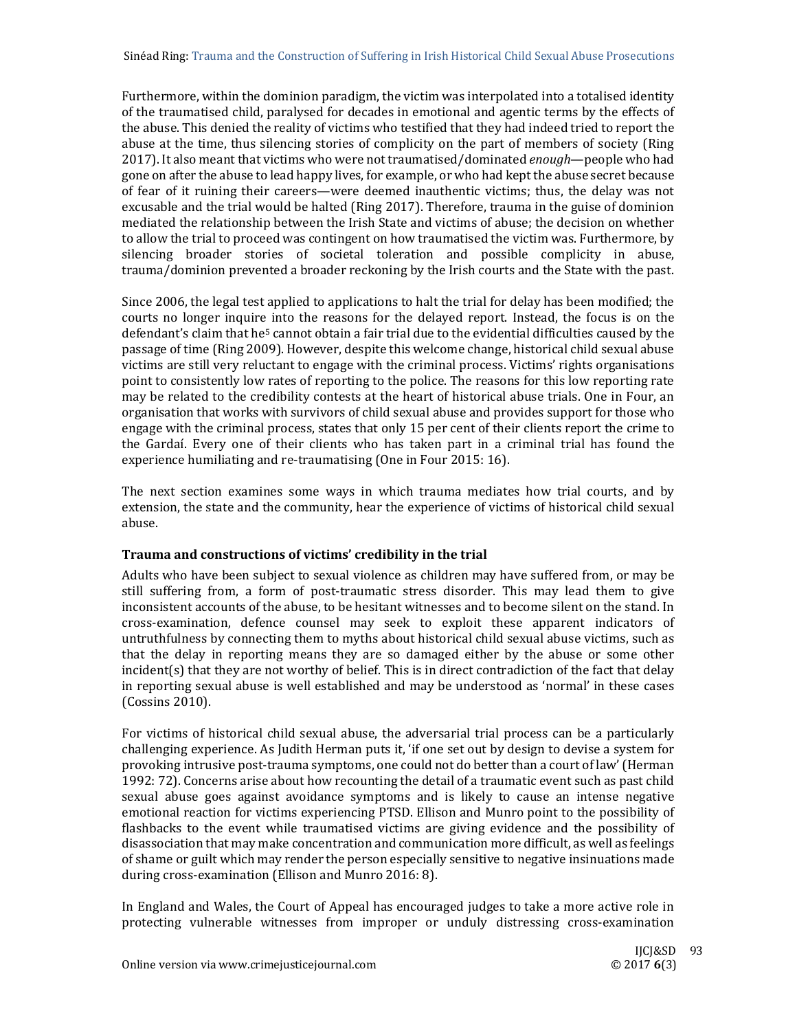Furthermore, within the dominion paradigm, the victim was interpolated into a totalised identity of the traumatised child, paralysed for decades in emotional and agentic terms by the effects of the abuse. This denied the reality of victims who testified that they had indeed tried to report the abuse at the time, thus silencing stories of complicity on the part of members of society (Ring 2017). It also meant that victims who were not traumatised/dominated *enough*—people who had gone on after the abuse to lead happy lives, for example, or who had kept the abuse secret because of fear of it ruining their careers—were deemed inauthentic victims; thus, the delay was not excusable and the trial would be halted (Ring 2017). Therefore, trauma in the guise of dominion mediated the relationship between the Irish State and victims of abuse; the decision on whether to allow the trial to proceed was contingent on how traumatised the victim was. Furthermore, by silencing broader stories of societal toleration and possible complicity in abuse, trauma/dominion prevented a broader reckoning by the Irish courts and the State with the past.

Since 2006, the legal test applied to applications to halt the trial for delay has been modified; the courts no longer inquire into the reasons for the delayed report. Instead, the focus is on the defendant's claim that he[5] cannot obtain a fair trial due to the evidential difficulties caused by the passage of time (Ring 2009). However, despite this welcome change, historical child sexual abuse victims are still very reluctant to engage with the criminal process. Victims' rights organisations point to consistently low rates of reporting to the police. The reasons for this low reporting rate may be related to the credibility contests at the heart of historical abuse trials. One in Four, an organisation that works with survivors of child sexual abuse and provides support for those who engage with the criminal process, states that only 15 per cent of their clients report the crime to the Gardaí. Every one of their clients who has taken part in a criminal trial has found the experience humiliating and re-traumatising (One in Four 2015: 16).

The next section examines some ways in which trauma mediates how trial courts, and by extension, the state and the community, hear the experience of victims of historical child sexual abuse.

### Trauma and constructions of victims' credibility in the trial

Adults who have been subject to sexual violence as children may have suffered from, or may be still suffering from, a form of post-traumatic stress disorder. This may lead them to give inconsistent accounts of the abuse, to be hesitant witnesses and to become silent on the stand. In cross-examination, defence counsel may seek to exploit these apparent indicators of untruthfulness by connecting them to myths about historical child sexual abuse victims, such as that the delay in reporting means they are so damaged either by the abuse or some other incident(s) that they are not worthy of belief. This is in direct contradiction of the fact that delay in reporting sexual abuse is well established and may be understood as 'normal' in these cases (Cossins 2010).

For victims of historical child sexual abuse, the adversarial trial process can be a particularly challenging experience. As Judith Herman puts it, 'if one set out by design to devise a system for provoking intrusive post-trauma symptoms, one could not do better than a court of law' (Herman 1992: 72). Concerns arise about how recounting the detail of a traumatic event such as past child sexual abuse goes against avoidance symptoms and is likely to cause an intense negative emotional reaction for victims experiencing PTSD. Ellison and Munro point to the possibility of flashbacks to the event while traumatised victims are giving evidence and the possibility of disassociation that may make concentration and communication more difficult, as well as feelings of shame or guilt which may render the person especially sensitive to negative insinuations made during cross-examination (Ellison and Munro 2016: 8).

In England and Wales, the Court of Appeal has encouraged judges to take a more active role in protecting vulnerable witnesses from improper or unduly distressing cross-examination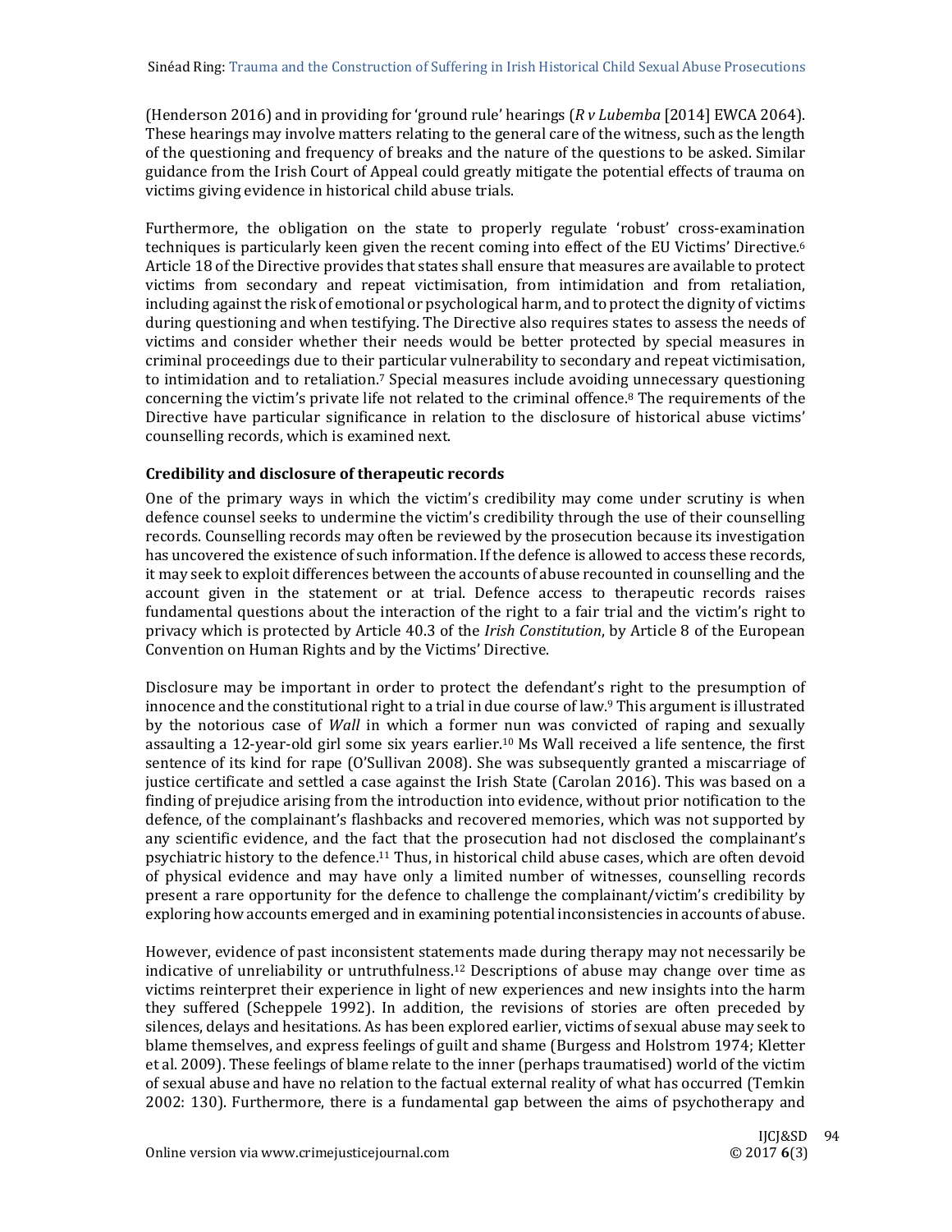(Henderson 2016) and in providing for 'ground rule' hearings (*R v Lubemba* [2014] EWCA 2064). These hearings may involve matters relating to the general care of the witness, such as the length of the questioning and frequency of breaks and the nature of the questions to be asked. Similar guidance from the Irish Court of Appeal could greatly mitigate the potential effects of trauma on victims giving evidence in historical child abuse trials.

Furthermore, the obligation on the state to properly regulate 'robust' cross-examination techniques is particularly keen given the recent coming into effect of the EU Victims' Directive.[6] Article 18 of the Directive provides that states shall ensure that measures are available to protect victims from secondary and repeat victimisation, from intimidation and from retaliation, including against the risk of emotional or psychological harm, and to protect the dignity of victims during questioning and when testifying. The Directive also requires states to assess the needs of victims and consider whether their needs would be better protected by special measures in criminal proceedings due to their particular vulnerability to secondary and repeat victimisation, to intimidation and to retaliation.[7] Special measures include avoiding unnecessary questioning concerning the victim's private life not related to the criminal offence.[8] The requirements of the Directive have particular significance in relation to the disclosure of historical abuse victims' counselling records, which is examined next.

**Credibility and disclosure of therapeutic records**

One of the primary ways in which the victim's credibility may come under scrutiny is when defence counsel seeks to undermine the victim's credibility through the use of their counselling records. Counselling records may often be reviewed by the prosecution because its investigation has uncovered the existence of such information. If the defence is allowed to access these records, it may seek to exploit differences between the accounts of abuse recounted in counselling and the account given in the statement or at trial. Defence access to therapeutic records raises fundamental questions about the interaction of the right to a fair trial and the victim's right to privacy which is protected by Article 40.3 of the *Irish Constitution*, by Article 8 of the European Convention on Human Rights and by the Victims' Directive.

Disclosure may be important in order to protect the defendant's right to the presumption of innocence and the constitutional right to a trial in due course of law.[9] This argument is illustrated by the notorious case of *Wall* in which a former nun was convicted of raping and sexually assaulting a 12-year-old girl some six years earlier.[10] Ms Wall received a life sentence, the first sentence of its kind for rape (O'Sullivan 2008). She was subsequently granted a miscarriage of justice certificate and settled a case against the Irish State (Carolan 2016). This was based on a finding of prejudice arising from the introduction into evidence, without prior notification to the defence, of the complainant's flashbacks and recovered memories, which was not supported by any scientific evidence, and the fact that the prosecution had not disclosed the complainant's psychiatric history to the defence.[11] Thus, in historical child abuse cases, which are often devoid of physical evidence and may have only a limited number of witnesses, counselling records present a rare opportunity for the defence to challenge the complainant/victim's credibility by exploring how accounts emerged and in examining potential inconsistencies in accounts of abuse.

However, evidence of past inconsistent statements made during therapy may not necessarily be indicative of unreliability or untruthfulness.[12] Descriptions of abuse may change over time as victims reinterpret their experience in light of new experiences and new insights into the harm they suffered (Scheppele 1992). In addition, the revisions of stories are often preceded by silences, delays and hesitations. As has been explored earlier, victims of sexual abuse may seek to blame themselves, and express feelings of guilt and shame (Burgess and Holstrom 1974; Kletter et al. 2009). These feelings of blame relate to the inner (perhaps traumatised) world of the victim of sexual abuse and have no relation to the factual external reality of what has occurred (Temkin 2002: 130). Furthermore, there is a fundamental gap between the aims of psychotherapy and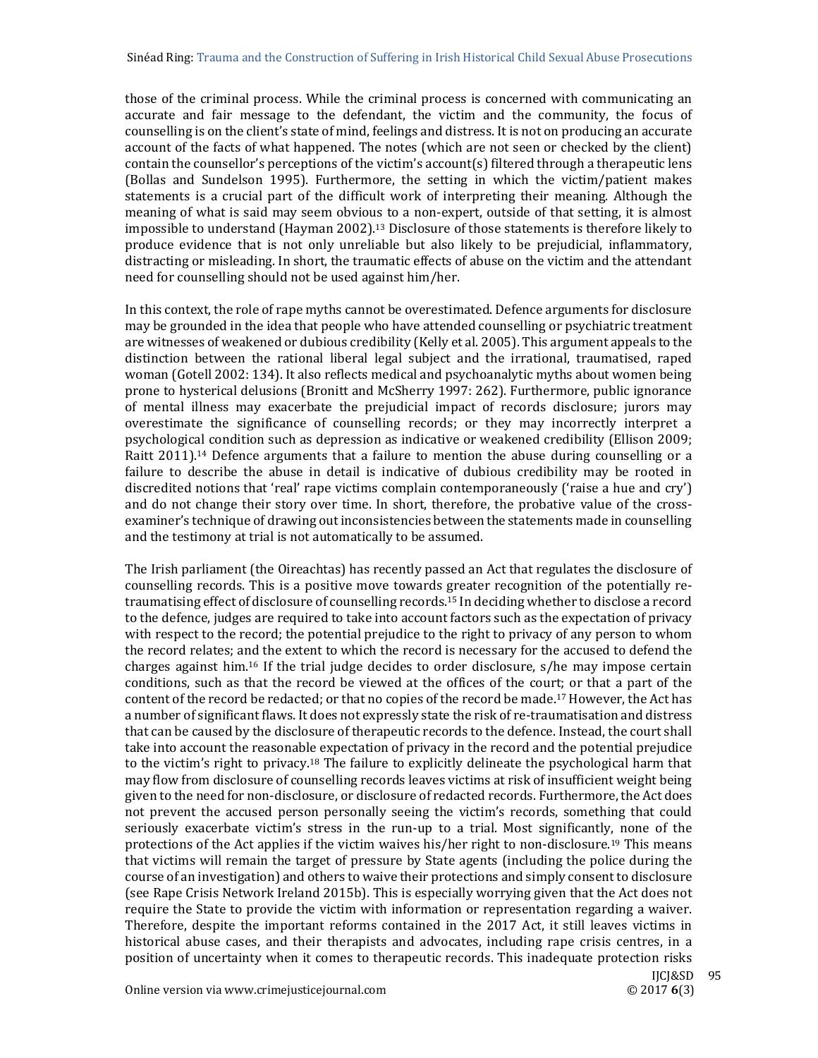those of the criminal process. While the criminal process is concerned with communicating an accurate and fair message to the defendant, the victim and the community, the focus of counselling is on the client's state of mind, feelings and distress. It is not on producing an accurate account of the facts of what happened. The notes (which are not seen or checked by the client) contain the counsellor's perceptions of the victim's account(s) filtered through a therapeutic lens (Bollas and Sundelson 1995). Furthermore, the setting in which the victim/patient makes statements is a crucial part of the difficult work of interpreting their meaning. Although the meaning of what is said may seem obvious to a non-expert, outside of that setting, it is almost impossible to understand (Hayman 2002).[13] Disclosure of those statements is therefore likely to produce evidence that is not only unreliable but also likely to be prejudicial, inflammatory, distracting or misleading. In short, the traumatic effects of abuse on the victim and the attendant need for counselling should not be used against him/her.

In this context, the role of rape myths cannot be overestimated. Defence arguments for disclosure may be grounded in the idea that people who have attended counselling or psychiatric treatment are witnesses of weakened or dubious credibility (Kelly et al. 2005). This argument appeals to the distinction between the rational liberal legal subject and the irrational, traumatised, raped woman (Gotell 2002: 134). It also reflects medical and psychoanalytic myths about women being prone to hysterical delusions (Bronitt and McSherry 1997: 262). Furthermore, public ignorance of mental illness may exacerbate the prejudicial impact of records disclosure; jurors may overestimate the significance of counselling records; or they may incorrectly interpret a psychological condition such as depression as indicative or weakened credibility (Ellison 2009; Raitt 2011).[14] Defence arguments that a failure to mention the abuse during counselling or a failure to describe the abuse in detail is indicative of dubious credibility may be rooted in discredited notions that 'real' rape victims complain contemporaneously ('raise a hue and cry') and do not change their story over time. In short, therefore, the probative value of the cross-examiner's technique of drawing out inconsistencies between the statements made in counselling and the testimony at trial is not automatically to be assumed.

The Irish parliament (the Oireachtas) has recently passed an Act that regulates the disclosure of counselling records. This is a positive move towards greater recognition of the potentially re-traumatising effect of disclosure of counselling records.[15] In deciding whether to disclose a record to the defence, judges are required to take into account factors such as the expectation of privacy with respect to the record; the potential prejudice to the right to privacy of any person to whom the record relates; and the extent to which the record is necessary for the accused to defend the charges against him.[16] If the trial judge decides to order disclosure, s/he may impose certain conditions, such as that the record be viewed at the offices of the court; or that a part of the content of the record be redacted; or that no copies of the record be made.[17] However, the Act has a number of significant flaws. It does not expressly state the risk of re-traumatisation and distress that can be caused by the disclosure of therapeutic records to the defence. Instead, the court shall take into account the reasonable expectation of privacy in the record and the potential prejudice to the victim's right to privacy.[18] The failure to explicitly delineate the psychological harm that may flow from disclosure of counselling records leaves victims at risk of insufficient weight being given to the need for non-disclosure, or disclosure of redacted records. Furthermore, the Act does not prevent the accused person personally seeing the victim's records, something that could seriously exacerbate victim's stress in the run-up to a trial. Most significantly, none of the protections of the Act applies if the victim waives his/her right to non-disclosure.[19] This means that victims will remain the target of pressure by State agents (including the police during the course of an investigation) and others to waive their protections and simply consent to disclosure (see Rape Crisis Network Ireland 2015b). This is especially worrying given that the Act does not require the State to provide the victim with information or representation regarding a waiver. Therefore, despite the important reforms contained in the 2017 Act, it still leaves victims in historical abuse cases, and their therapists and advocates, including rape crisis centres, in a position of uncertainty when it comes to therapeutic records. This inadequate protection risks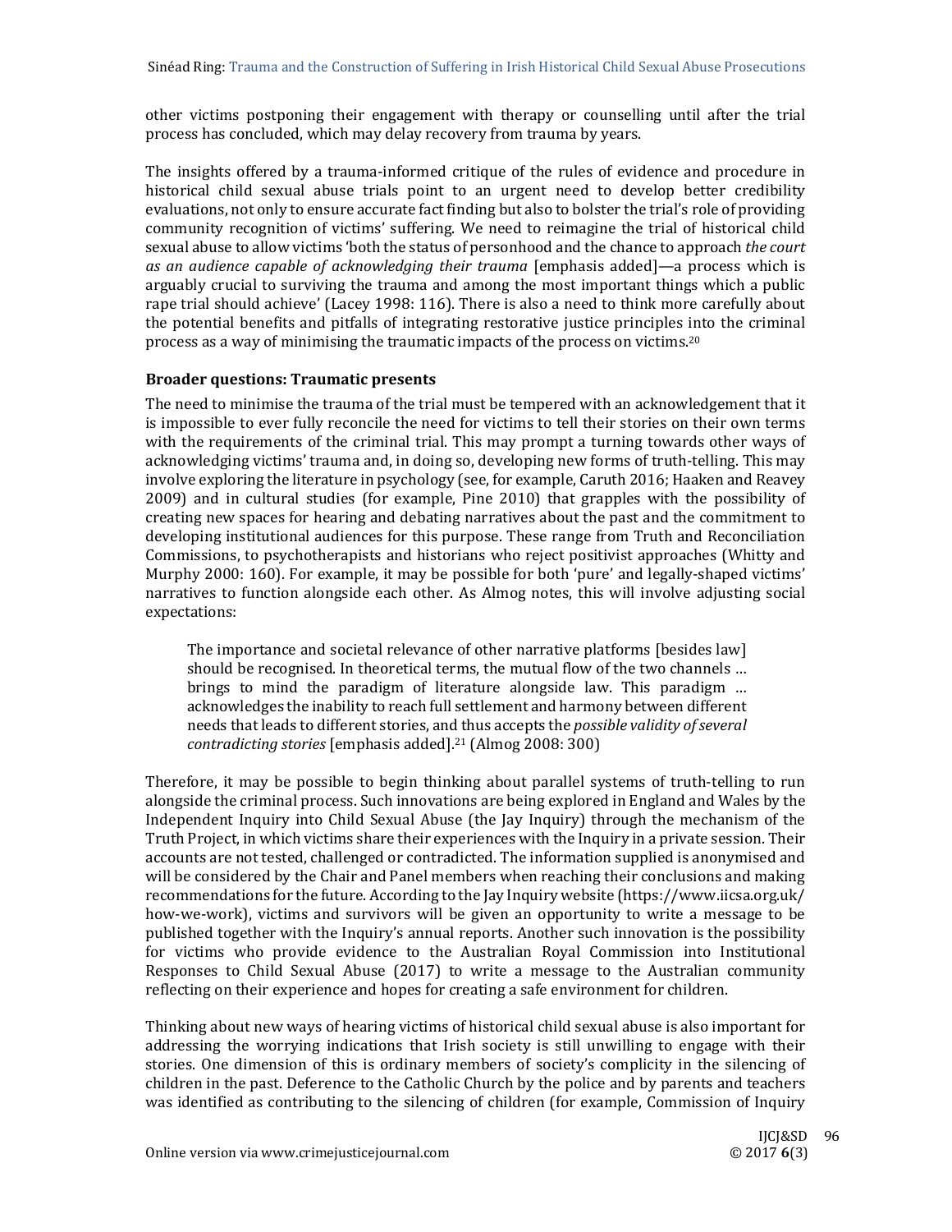other victims postponing their engagement with therapy or counselling until after the trial process has concluded, which may delay recovery from trauma by years.

The insights offered by a trauma-informed critique of the rules of evidence and procedure in historical child sexual abuse trials point to an urgent need to develop better credibility evaluations, not only to ensure accurate fact finding but also to bolster the trial's role of providing community recognition of victims' suffering. We need to reimagine the trial of historical child sexual abuse to allow victims 'both the status of personhood and the chance to approach *the court as an audience capable of acknowledging their trauma* [emphasis added]—a process which is arguably crucial to surviving the trauma and among the most important things which a public rape trial should achieve' (Lacey 1998: 116). There is also a need to think more carefully about the potential benefits and pitfalls of integrating restorative justice principles into the criminal process as a way of minimising the traumatic impacts of the process on victims.[20]

### Broader questions: Traumatic presents

The need to minimise the trauma of the trial must be tempered with an acknowledgement that it is impossible to ever fully reconcile the need for victims to tell their stories on their own terms with the requirements of the criminal trial. This may prompt a turning towards other ways of acknowledging victims' trauma and, in doing so, developing new forms of truth-telling. This may involve exploring the literature in psychology (see, for example, Caruth 2016; Haaken and Reavey 2009) and in cultural studies (for example, Pine 2010) that grapples with the possibility of creating new spaces for hearing and debating narratives about the past and the commitment to developing institutional audiences for this purpose. These range from Truth and Reconciliation Commissions, to psychotherapists and historians who reject positivist approaches (Whitty and Murphy 2000: 160). For example, it may be possible for both 'pure' and legally-shaped victims' narratives to function alongside each other. As Almog notes, this will involve adjusting social expectations:

> The importance and societal relevance of other narrative platforms [besides law] should be recognised. In theoretical terms, the mutual flow of the two channels … brings to mind the paradigm of literature alongside law. This paradigm … acknowledges the inability to reach full settlement and harmony between different needs that leads to different stories, and thus accepts the *possible validity of several contradicting stories* [emphasis added].[21] (Almog 2008: 300)

Therefore, it may be possible to begin thinking about parallel systems of truth-telling to run alongside the criminal process. Such innovations are being explored in England and Wales by the Independent Inquiry into Child Sexual Abuse (the Jay Inquiry) through the mechanism of the Truth Project, in which victims share their experiences with the Inquiry in a private session. Their accounts are not tested, challenged or contradicted. The information supplied is anonymised and will be considered by the Chair and Panel members when reaching their conclusions and making recommendations for the future. According to the Jay Inquiry website (https://www.iicsa.org.uk/how-we-work), victims and survivors will be given an opportunity to write a message to be published together with the Inquiry's annual reports. Another such innovation is the possibility for victims who provide evidence to the Australian Royal Commission into Institutional Responses to Child Sexual Abuse (2017) to write a message to the Australian community reflecting on their experience and hopes for creating a safe environment for children.

Thinking about new ways of hearing victims of historical child sexual abuse is also important for addressing the worrying indications that Irish society is still unwilling to engage with their stories. One dimension of this is ordinary members of society's complicity in the silencing of children in the past. Deference to the Catholic Church by the police and by parents and teachers was identified as contributing to the silencing of children (for example, Commission of Inquiry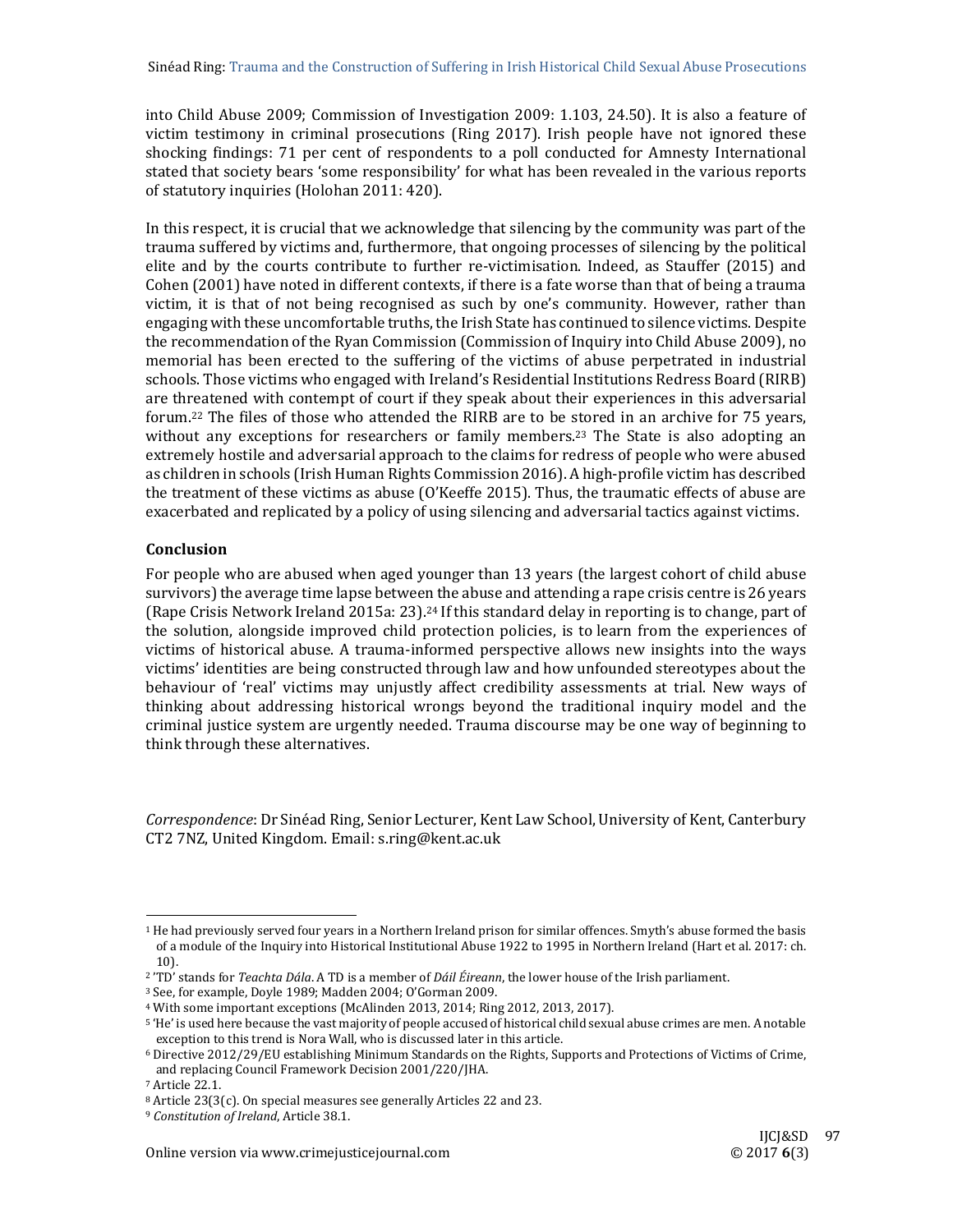into Child Abuse 2009; Commission of Investigation 2009: 1.103, 24.50). It is also a feature of victim testimony in criminal prosecutions (Ring 2017). Irish people have not ignored these shocking findings: 71 per cent of respondents to a poll conducted for Amnesty International stated that society bears 'some responsibility' for what has been revealed in the various reports of statutory inquiries (Holohan 2011: 420).

In this respect, it is crucial that we acknowledge that silencing by the community was part of the trauma suffered by victims and, furthermore, that ongoing processes of silencing by the political elite and by the courts contribute to further re-victimisation. Indeed, as Stauffer (2015) and Cohen (2001) have noted in different contexts, if there is a fate worse than that of being a trauma victim, it is that of not being recognised as such by one's community. However, rather than engaging with these uncomfortable truths, the Irish State has continued to silence victims. Despite the recommendation of the Ryan Commission (Commission of Inquiry into Child Abuse 2009), no memorial has been erected to the suffering of the victims of abuse perpetrated in industrial schools. Those victims who engaged with Ireland's Residential Institutions Redress Board (RIRB) are threatened with contempt of court if they speak about their experiences in this adversarial forum.[22] The files of those who attended the RIRB are to be stored in an archive for 75 years, without any exceptions for researchers or family members.[23] The State is also adopting an extremely hostile and adversarial approach to the claims for redress of people who were abused as children in schools (Irish Human Rights Commission 2016). A high-profile victim has described the treatment of these victims as abuse (O'Keeffe 2015). Thus, the traumatic effects of abuse are exacerbated and replicated by a policy of using silencing and adversarial tactics against victims.

## Conclusion

For people who are abused when aged younger than 13 years (the largest cohort of child abuse survivors) the average time lapse between the abuse and attending a rape crisis centre is 26 years (Rape Crisis Network Ireland 2015a: 23).[24] If this standard delay in reporting is to change, part of the solution, alongside improved child protection policies, is to learn from the experiences of victims of historical abuse. A trauma-informed perspective allows new insights into the ways victims' identities are being constructed through law and how unfounded stereotypes about the behaviour of 'real' victims may unjustly affect credibility assessments at trial. New ways of thinking about addressing historical wrongs beyond the traditional inquiry model and the criminal justice system are urgently needed. Trauma discourse may be one way of beginning to think through these alternatives.

*Correspondence*: Dr Sinéad Ring, Senior Lecturer, Kent Law School, University of Kent, Canterbury CT2 7NZ, United Kingdom. Email: s.ring@kent.ac.uk

---

[1] He had previously served four years in a Northern Ireland prison for similar offences. Smyth's abuse formed the basis of a module of the Inquiry into Historical Institutional Abuse 1922 to 1995 in Northern Ireland (Hart et al. 2017: ch. 10).

[2] 'TD' stands for *Teachta Dála*. A TD is a member of *Dáil Éireann*, the lower house of the Irish parliament.

[3] See, for example, Doyle 1989; Madden 2004; O'Gorman 2009.

[4] With some important exceptions (McAlinden 2013, 2014; Ring 2012, 2013, 2017).

[5] 'He' is used here because the vast majority of people accused of historical child sexual abuse crimes are men. A notable exception to this trend is Nora Wall, who is discussed later in this article.

[6] Directive 2012/29/EU establishing Minimum Standards on the Rights, Supports and Protections of Victims of Crime, and replacing Council Framework Decision 2001/220/JHA.

[7] Article 22.1.

[8] Article 23(3(c). On special measures see generally Articles 22 and 23.

[9] *Constitution of Ireland*, Article 38.1.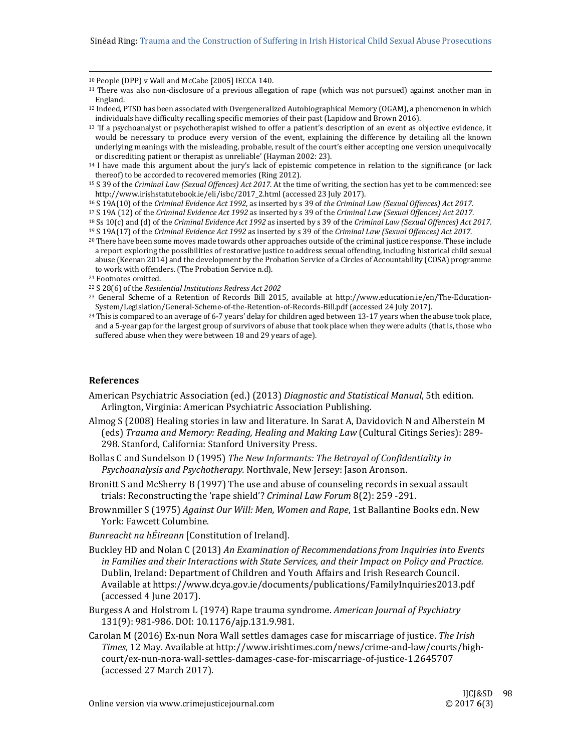[10] People (DPP) v Wall and McCabe [2005] IECCA 140.

[11] There was also non-disclosure of a previous allegation of rape (which was not pursued) against another man in England.

[12] Indeed, PTSD has been associated with Overgeneralized Autobiographical Memory (OGAM), a phenomenon in which individuals have difficulty recalling specific memories of their past (Lapidow and Brown 2016).

[13] 'If a psychoanalyst or psychotherapist wished to offer a patient's description of an event as objective evidence, it would be necessary to produce every version of the event, explaining the difference by detailing all the known underlying meanings with the misleading, probable, result of the court's either accepting one version unequivocally or discrediting patient or therapist as unreliable' (Hayman 2002: 23).

[14] I have made this argument about the jury's lack of epistemic competence in relation to the significance (or lack thereof) to be accorded to recovered memories (Ring 2012).

[15] S 39 of the *Criminal Law (Sexual Offences) Act 2017*. At the time of writing, the section has yet to be commenced: see http://www.irishstatutebook.ie/eli/isbc/2017_2.html (accessed 23 July 2017).

[16] S 19A(10) of the *Criminal Evidence Act 1992*, as inserted by s 39 of *the Criminal Law (Sexual Offences) Act 2017*.

[17] S 19A (12) of the *Criminal Evidence Act 1992* as inserted by s 39 of the *Criminal Law (Sexual Offences) Act 2017*.

[18] Ss 10(c) and (d) of the *Criminal Evidence Act 1992* as inserted by s 39 of the *Criminal Law (Sexual Offences) Act 2017*.

[19] S 19A(17) of the *Criminal Evidence Act 1992* as inserted by s 39 of the *Criminal Law (Sexual Offences) Act 2017*.

[20] There have been some moves made towards other approaches outside of the criminal justice response. These include a report exploring the possibilities of restorative justice to address sexual offending, including historical child sexual abuse (Keenan 2014) and the development by the Probation Service of a Circles of Accountability (COSA) programme to work with offenders. (The Probation Service n.d).

[21] Footnotes omitted.

[22] S 28(6) of the *Residential Institutions Redress Act 2002*

[23] General Scheme of a Retention of Records Bill 2015, available at http://www.education.ie/en/The-Education-System/Legislation/General-Scheme-of-the-Retention-of-Records-Bill.pdf (accessed 24 July 2017).

[24] This is compared to an average of 6-7 years' delay for children aged between 13-17 years when the abuse took place, and a 5-year gap for the largest group of survivors of abuse that took place when they were adults (that is, those who suffered abuse when they were between 18 and 29 years of age).

## References

American Psychiatric Association (ed.) (2013) *Diagnostic and Statistical Manual*, 5th edition. Arlington, Virginia: American Psychiatric Association Publishing.

Almog S (2008) Healing stories in law and literature. In Sarat A, Davidovich N and Alberstein M (eds) *Trauma and Memory: Reading, Healing and Making Law* (Cultural Citings Series): 289-298. Stanford, California: Stanford University Press.

Bollas C and Sundelson D (1995) *The New Informants: The Betrayal of Confidentiality in Psychoanalysis and Psychotherapy.* Northvale, New Jersey: Jason Aronson.

Bronitt S and McSherry B (1997) The use and abuse of counseling records in sexual assault trials: Reconstructing the 'rape shield'? *Criminal Law Forum* 8(2): 259 -291.

Brownmiller S (1975) *Against Our Will: Men, Women and Rape*, 1st Ballantine Books edn. New York: Fawcett Columbine.

*Bunreacht na hÉireann* [Constitution of Ireland].

Buckley HD and Nolan C (2013) *An Examination of Recommendations from Inquiries into Events in Families and their Interactions with State Services, and their Impact on Policy and Practice.* Dublin, Ireland: Department of Children and Youth Affairs and Irish Research Council. Available at https://www.dcya.gov.ie/documents/publications/FamilyInquiries2013.pdf (accessed 4 June 2017).

Burgess A and Holstrom L (1974) Rape trauma syndrome. *American Journal of Psychiatry* 131(9): 981-986. DOI: 10.1176/ajp.131.9.981.

Carolan M (2016) Ex-nun Nora Wall settles damages case for miscarriage of justice. *The Irish Times*, 12 May. Available at http://www.irishtimes.com/news/crime-and-law/courts/high-court/ex-nun-nora-wall-settles-damages-case-for-miscarriage-of-justice-1.2645707 (accessed 27 March 2017).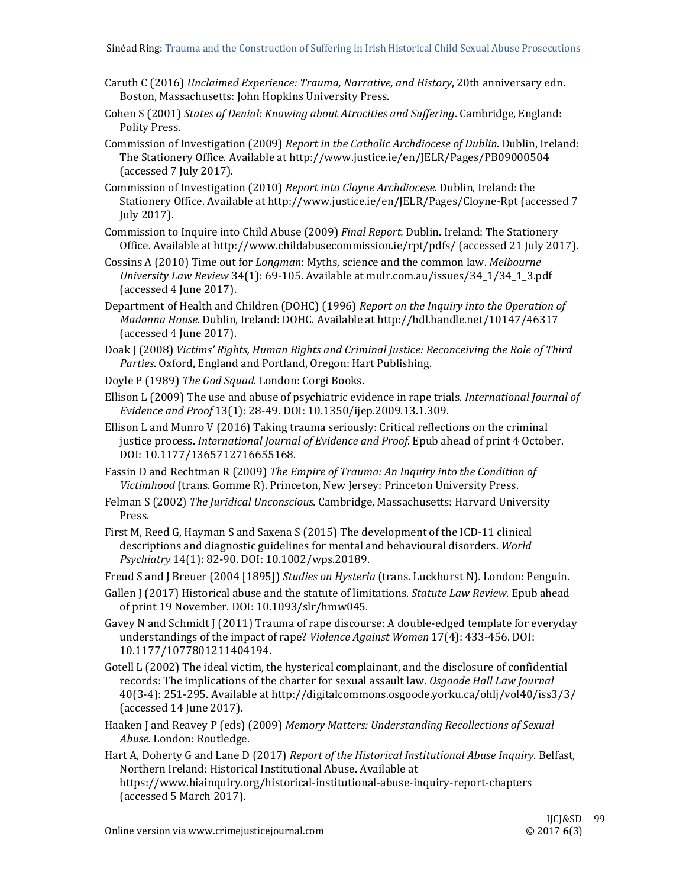Caruth C (2016) *Unclaimed Experience: Trauma, Narrative, and History*, 20th anniversary edn. Boston, Massachusetts: John Hopkins University Press.

Cohen S (2001) *States of Denial: Knowing about Atrocities and Suffering*. Cambridge, England: Polity Press.

Commission of Investigation (2009) *Report in the Catholic Archdiocese of Dublin*. Dublin, Ireland: The Stationery Office. Available at http://www.justice.ie/en/JELR/Pages/PB09000504 (accessed 7 July 2017).

Commission of Investigation (2010) *Report into Cloyne Archdiocese*. Dublin, Ireland: the Stationery Office. Available at http://www.justice.ie/en/JELR/Pages/Cloyne-Rpt (accessed 7 July 2017).

Commission to Inquire into Child Abuse (2009) *Final Report.* Dublin. Ireland: The Stationery Office. Available at http://www.childabusecommission.ie/rpt/pdfs/ (accessed 21 July 2017).

Cossins A (2010) Time out for *Longman*: Myths, science and the common law. *Melbourne University Law Review* 34(1): 69-105. Available at mulr.com.au/issues/34_1/34_1_3.pdf (accessed 4 June 2017).

Department of Health and Children (DOHC) (1996) *Report on the Inquiry into the Operation of Madonna House*. Dublin, Ireland: DOHC. Available at http://hdl.handle.net/10147/46317 (accessed 4 June 2017).

Doak J (2008) *Victims' Rights, Human Rights and Criminal Justice: Reconceiving the Role of Third Parties*. Oxford, England and Portland, Oregon: Hart Publishing.

Doyle P (1989) *The God Squad*. London: Corgi Books.

Ellison L (2009) The use and abuse of psychiatric evidence in rape trials. *International Journal of Evidence and Proof* 13(1): 28-49. DOI: 10.1350/ijep.2009.13.1.309.

Ellison L and Munro V (2016) Taking trauma seriously: Critical reflections on the criminal justice process. *International Journal of Evidence and Proof*. Epub ahead of print 4 October. DOI: 10.1177/1365712716655168.

Fassin D and Rechtman R (2009) *The Empire of Trauma: An Inquiry into the Condition of Victimhood* (trans. Gomme R). Princeton, New Jersey: Princeton University Press.

Felman S (2002) *The Juridical Unconscious.* Cambridge, Massachusetts: Harvard University Press.

First M, Reed G, Hayman S and Saxena S (2015) The development of the ICD-11 clinical descriptions and diagnostic guidelines for mental and behavioural disorders. *World Psychiatry* 14(1): 82-90. DOI: 10.1002/wps.20189.

Freud S and J Breuer (2004 [1895]) *Studies on Hysteria* (trans. Luckhurst N). London: Penguin.

Gallen J (2017) Historical abuse and the statute of limitations. *Statute Law Review*. Epub ahead of print 19 November. DOI: 10.1093/slr/hmw045.

Gavey N and Schmidt J (2011) Trauma of rape discourse: A double-edged template for everyday understandings of the impact of rape? *Violence Against Women* 17(4): 433-456. DOI: 10.1177/1077801211404194.

Gotell L (2002) The ideal victim, the hysterical complainant, and the disclosure of confidential records: The implications of the charter for sexual assault law. *Osgoode Hall Law Journal* 40(3-4): 251-295. Available at http://digitalcommons.osgoode.yorku.ca/ohlj/vol40/iss3/3/ (accessed 14 June 2017).

Haaken J and Reavey P (eds) (2009) *Memory Matters: Understanding Recollections of Sexual Abuse.* London: Routledge.

Hart A, Doherty G and Lane D (2017) *Report of the Historical Institutional Abuse Inquiry*. Belfast, Northern Ireland: Historical Institutional Abuse. Available at https://www.hiainquiry.org/historical-institutional-abuse-inquiry-report-chapters (accessed 5 March 2017).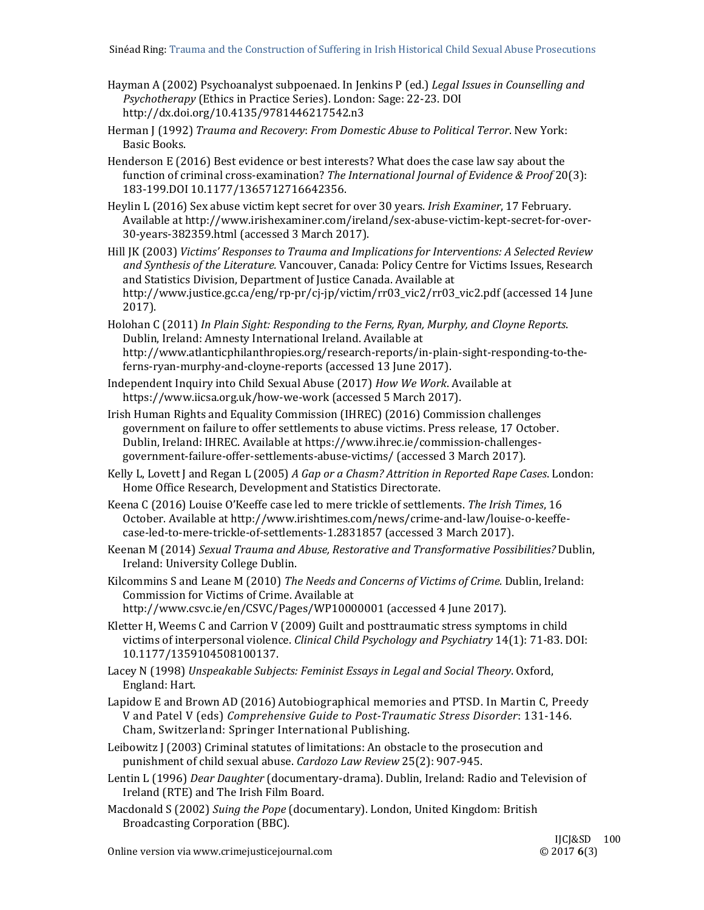Hayman A (2002) Psychoanalyst subpoenaed. In Jenkins P (ed.) *Legal Issues in Counselling and Psychotherapy* (Ethics in Practice Series). London: Sage: 22-23. DOI http://dx.doi.org/10.4135/9781446217542.n3

Herman J (1992) *Trauma and Recovery*: *From Domestic Abuse to Political Terror*. New York: Basic Books.

Henderson E (2016) Best evidence or best interests? What does the case law say about the function of criminal cross-examination? *The International Journal of Evidence & Proof* 20(3): 183-199.DOI 10.1177/1365712716642356.

Heylin L (2016) Sex abuse victim kept secret for over 30 years. *Irish Examiner*, 17 February. Available at http://www.irishexaminer.com/ireland/sex-abuse-victim-kept-secret-for-over-30-years-382359.html (accessed 3 March 2017).

Hill JK (2003) *Victims' Responses to Trauma and Implications for Interventions: A Selected Review and Synthesis of the Literature.* Vancouver, Canada: Policy Centre for Victims Issues, Research and Statistics Division, Department of Justice Canada. Available at http://www.justice.gc.ca/eng/rp-pr/cj-jp/victim/rr03_vic2/rr03_vic2.pdf (accessed 14 June 2017).

Holohan C (2011) *In Plain Sight: Responding to the Ferns, Ryan, Murphy, and Cloyne Reports.* Dublin, Ireland: Amnesty International Ireland. Available at http://www.atlanticphilanthropies.org/research-reports/in-plain-sight-responding-to-the-ferns-ryan-murphy-and-cloyne-reports (accessed 13 June 2017).

Independent Inquiry into Child Sexual Abuse (2017) *How We Work*. Available at https://www.iicsa.org.uk/how-we-work (accessed 5 March 2017).

Irish Human Rights and Equality Commission (IHREC) (2016) Commission challenges government on failure to offer settlements to abuse victims. Press release, 17 October. Dublin, Ireland: IHREC. Available at https://www.ihrec.ie/commission-challenges-government-failure-offer-settlements-abuse-victims/ (accessed 3 March 2017).

Kelly L, Lovett J and Regan L (2005) *A Gap or a Chasm? Attrition in Reported Rape Cases*. London: Home Office Research, Development and Statistics Directorate.

Keena C (2016) Louise O'Keeffe case led to mere trickle of settlements. *The Irish Times*, 16 October. Available at http://www.irishtimes.com/news/crime-and-law/louise-o-keeffe-case-led-to-mere-trickle-of-settlements-1.2831857 (accessed 3 March 2017).

Keenan M (2014) *Sexual Trauma and Abuse, Restorative and Transformative Possibilities?* Dublin, Ireland: University College Dublin.

Kilcommins S and Leane M (2010) *The Needs and Concerns of Victims of Crime*. Dublin, Ireland: Commission for Victims of Crime. Available at http://www.csvc.ie/en/CSVC/Pages/WP10000001 (accessed 4 June 2017).

Kletter H, Weems C and Carrion V (2009) Guilt and posttraumatic stress symptoms in child victims of interpersonal violence. *Clinical Child Psychology and Psychiatry* 14(1): 71-83. DOI: 10.1177/1359104508100137.

Lacey N (1998) *Unspeakable Subjects: Feminist Essays in Legal and Social Theory*. Oxford, England: Hart.

Lapidow E and Brown AD (2016) Autobiographical memories and PTSD. In Martin C, Preedy V and Patel V (eds) *Comprehensive Guide to Post-Traumatic Stress Disorder*: 131-146. Cham, Switzerland: Springer International Publishing.

Leibowitz J (2003) Criminal statutes of limitations: An obstacle to the prosecution and punishment of child sexual abuse. *Cardozo Law Review* 25(2): 907-945.

Lentin L (1996) *Dear Daughter* (documentary-drama). Dublin, Ireland: Radio and Television of Ireland (RTE) and The Irish Film Board.

Macdonald S (2002) *Suing the Pope* (documentary). London, United Kingdom: British Broadcasting Corporation (BBC).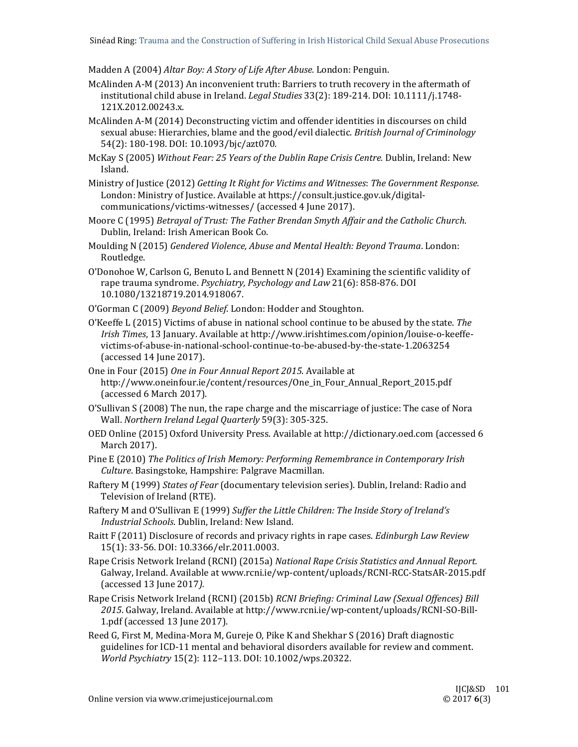Madden A (2004) *Altar Boy: A Story of Life After Abuse.* London: Penguin.

McAlinden A-M (2013) An inconvenient truth: Barriers to truth recovery in the aftermath of institutional child abuse in Ireland. *Legal Studies* 33(2): 189-214. DOI: 10.1111/j.1748-121X.2012.00243.x.

McAlinden A-M (2014) Deconstructing victim and offender identities in discourses on child sexual abuse: Hierarchies, blame and the good/evil dialectic. *British Journal of Criminology* 54(2): 180-198. DOI: 10.1093/bjc/azt070.

McKay S (2005) *Without Fear: 25 Years of the Dublin Rape Crisis Centre.* Dublin, Ireland: New Island.

Ministry of Justice (2012) *Getting It Right for Victims and Witnesses*: *The Government Response.* London: Ministry of Justice. Available at https://consult.justice.gov.uk/digital-communications/victims-witnesses/ (accessed 4 June 2017).

Moore C (1995) *Betrayal of Trust: The Father Brendan Smyth Affair and the Catholic Church*. Dublin, Ireland: Irish American Book Co.

Moulding N (2015) *Gendered Violence, Abuse and Mental Health: Beyond Trauma*. London: Routledge.

O'Donohoe W, Carlson G, Benuto L and Bennett N (2014) Examining the scientific validity of rape trauma syndrome. *Psychiatry, Psychology and Law* 21(6): 858-876. DOI 10.1080/13218719.2014.918067.

O'Gorman C (2009) *Beyond Belief*. London: Hodder and Stoughton.

O'Keeffe L (2015) Victims of abuse in national school continue to be abused by the state. *The Irish Times*, 13 January. Available at http://www.irishtimes.com/opinion/louise-o-keeffe-victims-of-abuse-in-national-school-continue-to-be-abused-by-the-state-1.2063254 (accessed 14 June 2017).

One in Four (2015) *One in Four Annual Report 2015*. Available at http://www.oneinfour.ie/content/resources/One_in_Four_Annual_Report_2015.pdf (accessed 6 March 2017).

O'Sullivan S (2008) The nun, the rape charge and the miscarriage of justice: The case of Nora Wall. *Northern Ireland Legal Quarterly* 59(3): 305-325.

OED Online (2015) Oxford University Press. Available at http://dictionary.oed.com (accessed 6 March 2017).

Pine E (2010) *The Politics of Irish Memory: Performing Remembrance in Contemporary Irish Culture*. Basingstoke, Hampshire: Palgrave Macmillan.

Raftery M (1999) *States of Fear* (documentary television series). Dublin, Ireland: Radio and Television of Ireland (RTE).

Raftery M and O'Sullivan E (1999) *Suffer the Little Children: The Inside Story of Ireland's Industrial Schools.* Dublin, Ireland: New Island.

Raitt F (2011) Disclosure of records and privacy rights in rape cases. *Edinburgh Law Review* 15(1): 33-56. DOI: 10.3366/elr.2011.0003.

Rape Crisis Network Ireland (RCNI) (2015a) *National Rape Crisis Statistics and Annual Report.* Galway, Ireland. Available at www.rcni.ie/wp-content/uploads/RCNI-RCC-StatsAR-2015.pdf (accessed 13 June 2017*).*

Rape Crisis Network Ireland (RCNI) (2015b) *RCNI Briefing: Criminal Law (Sexual Offences) Bill 2015*. Galway, Ireland. Available at http://www.rcni.ie/wp-content/uploads/RCNI-SO-Bill-1.pdf (accessed 13 June 2017).

Reed G, First M, Medina-Mora M, Gureje O, Pike K and Shekhar S (2016) Draft diagnostic guidelines for ICD-11 mental and behavioral disorders available for review and comment. *World Psychiatry* 15(2): 112–113. DOI: 10.1002/wps.20322.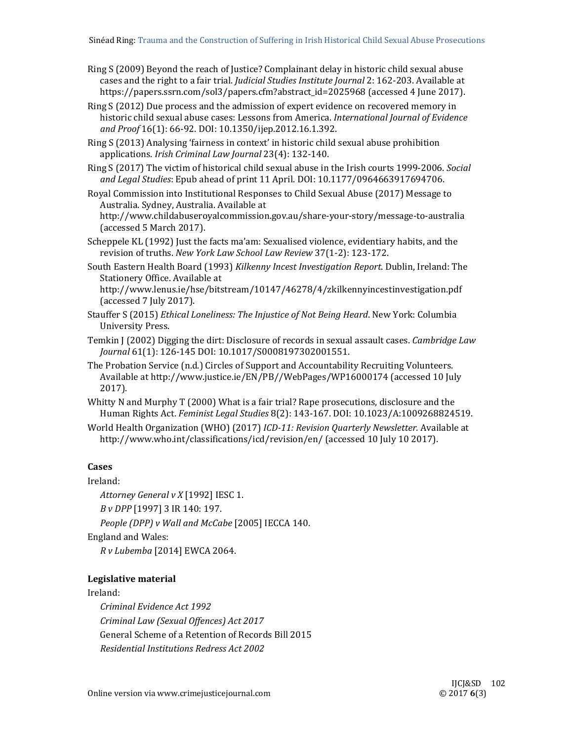Ring S (2009) Beyond the reach of Justice? Complainant delay in historic child sexual abuse cases and the right to a fair trial. *Judicial Studies Institute Journal* 2: 162-203. Available at https://papers.ssrn.com/sol3/papers.cfm?abstract_id=2025968 (accessed 4 June 2017).

Ring S (2012) Due process and the admission of expert evidence on recovered memory in historic child sexual abuse cases: Lessons from America. *International Journal of Evidence and Proof* 16(1): 66-92. DOI: 10.1350/ijep.2012.16.1.392.

Ring S (2013) Analysing 'fairness in context' in historic child sexual abuse prohibition applications. *Irish Criminal Law Journal* 23(4): 132-140.

Ring S (2017) The victim of historical child sexual abuse in the Irish courts 1999-2006. *Social and Legal Studies*: Epub ahead of print 11 April. DOI: 10.1177/0964663917694706.

Royal Commission into Institutional Responses to Child Sexual Abuse (2017) Message to Australia. Sydney, Australia. Available at http://www.childabuseroyalcommission.gov.au/share-your-story/message-to-australia (accessed 5 March 2017).

Scheppele KL (1992) Just the facts ma'am: Sexualised violence, evidentiary habits, and the revision of truths. *New York Law School Law Review* 37(1-2): 123-172.

South Eastern Health Board (1993) *Kilkenny Incest Investigation Report*. Dublin, Ireland: The Stationery Office. Available at http://www.lenus.ie/hse/bitstream/10147/46278/4/zkilkennyincestinvestigation.pdf (accessed 7 July 2017).

Stauffer S (2015) *Ethical Loneliness: The Injustice of Not Being Heard*. New York: Columbia University Press.

Temkin J (2002) Digging the dirt: Disclosure of records in sexual assault cases. *Cambridge Law Journal* 61(1): 126-145 DOI: 10.1017/S0008197302001551.

The Probation Service (n.d.) Circles of Support and Accountability Recruiting Volunteers. Available at http://www.justice.ie/EN/PB//WebPages/WP16000174 (accessed 10 July 2017).

Whitty N and Murphy T (2000) What is a fair trial? Rape prosecutions, disclosure and the Human Rights Act. *Feminist Legal Studies* 8(2): 143-167. DOI: 10.1023/A:1009268824519.

World Health Organization (WHO) (2017) *ICD-11: Revision Quarterly Newsletter.* Available at http://www.who.int/classifications/icd/revision/en/ (accessed 10 July 10 2017).

### Cases

Ireland:

*Attorney General v X* [1992] IESC 1.

*B v DPP* [1997] 3 IR 140: 197.

*People (DPP) v Wall and McCabe* [2005] IECCA 140.

England and Wales:

*R v Lubemba* [2014] EWCA 2064.

### Legislative material

Ireland:

*Criminal Evidence Act 1992*

*Criminal Law (Sexual Offences) Act 2017*

General Scheme of a Retention of Records Bill 2015

*Residential Institutions Redress Act 2002*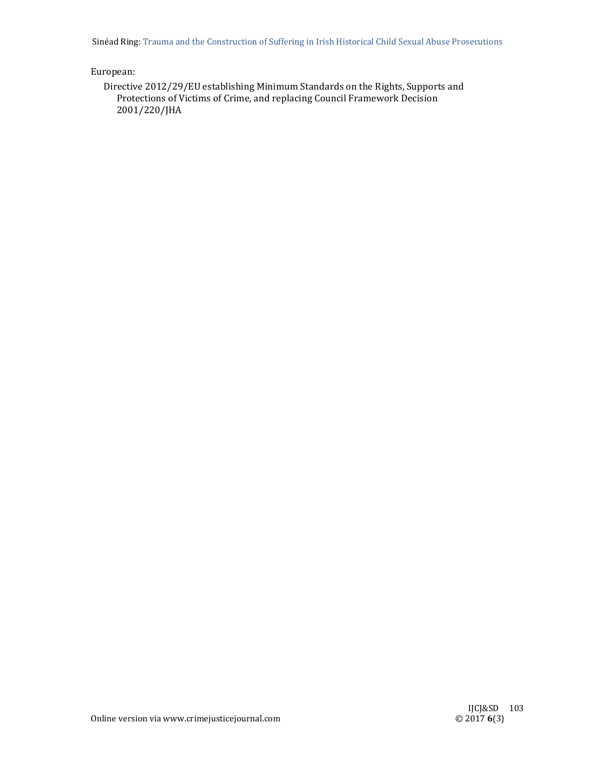European:

Directive 2012/29/EU establishing Minimum Standards on the Rights, Supports and Protections of Victims of Crime, and replacing Council Framework Decision 2001/220/JHA